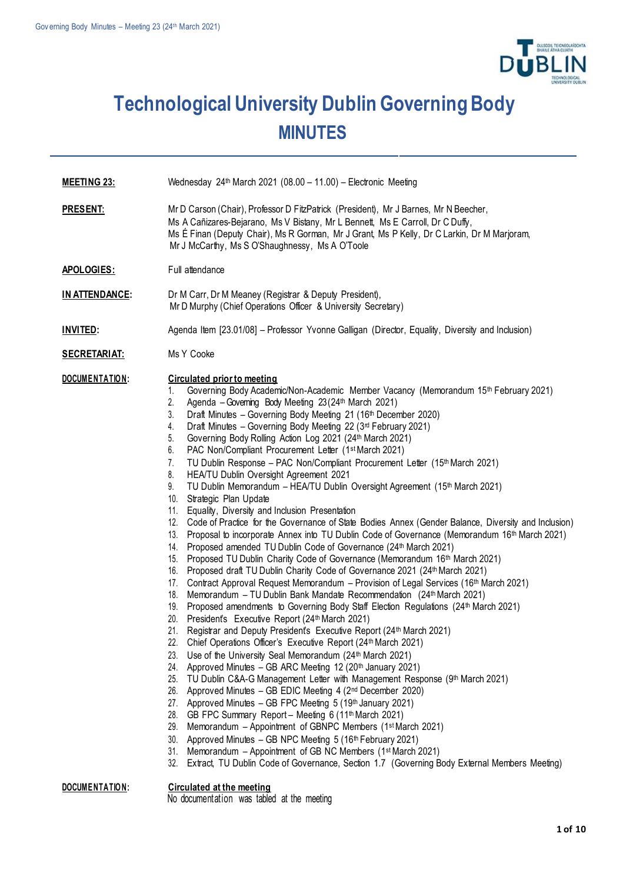# Technological University Dublin Governing Body

## MINUTES

**MEETING 23:** Wednesday 24th March 2021 (08.00 – 11.00) – Electronic Meeting

**PRESENT:** Mr D Carson (Chair), Professor D FitzPatrick (President), Mr J Barnes, Mr N Beecher, Ms A Cañizares-Bejarano, Ms V Bistany, Mr L Bennett, Ms E Carroll, Dr C Duffy, Ms É Finan (Deputy Chair), Ms R Gorman, Mr J Grant, Ms P Kelly, Dr C Larkin, Dr M Marjoram, Mr J McCarthy, Ms S O'Shaughnessy, Ms A O'Toole

**APOLOGIES:** Full attendance

**IN ATTENDANCE:** Dr M Carr, Dr M Meaney (Registrar & Deputy President), Mr D Murphy (Chief Operations Officer & University Secretary)

**INVITED:** Agenda Item [23.01/08] – Professor Yvonne Galligan (Director, Equality, Diversity and Inclusion)

**SECRETARIAT:** Ms Y Cooke

**DOCUMENTATION:**

**Circulated prior to meeting**

1. Governing Body Academic/Non-Academic Member Vacancy (Memorandum 15th February 2021)
2. Agenda – Governing Body Meeting 23 (24th March 2021)
3. Draft Minutes – Governing Body Meeting 21 (16th December 2020)
4. Draft Minutes – Governing Body Meeting 22 (3rd February 2021)
5. Governing Body Rolling Action Log 2021 (24th March 2021)
6. PAC Non/Compliant Procurement Letter (1st March 2021)
7. TU Dublin Response – PAC Non/Compliant Procurement Letter (15th March 2021)
8. HEA/TU Dublin Oversight Agreement 2021
9. TU Dublin Memorandum – HEA/TU Dublin Oversight Agreement (15th March 2021)
10. Strategic Plan Update
11. Equality, Diversity and Inclusion Presentation
12. Code of Practice for the Governance of State Bodies Annex (Gender Balance, Diversity and Inclusion)
13. Proposal to incorporate Annex into TU Dublin Code of Governance (Memorandum 16th March 2021)
14. Proposed amended TU Dublin Code of Governance (24th March 2021)
15. Proposed TU Dublin Charity Code of Governance (Memorandum 16th March 2021)
16. Proposed draft TU Dublin Charity Code of Governance 2021 (24th March 2021)
17. Contract Approval Request Memorandum – Provision of Legal Services (16th March 2021)
18. Memorandum – TU Dublin Bank Mandate Recommendation (24th March 2021)
19. Proposed amendments to Governing Body Staff Election Regulations (24th March 2021)
20. President's Executive Report (24th March 2021)
21. Registrar and Deputy President's Executive Report (24th March 2021)
22. Chief Operations Officer's Executive Report (24th March 2021)
23. Use of the University Seal Memorandum (24th March 2021)
24. Approved Minutes – GB ARC Meeting 12 (20th January 2021)
25. TU Dublin C&A-G Management Letter with Management Response (9th March 2021)
26. Approved Minutes – GB EDIC Meeting 4 (2nd December 2020)
27. Approved Minutes – GB FPC Meeting 5 (19th January 2021)
28. GB FPC Summary Report – Meeting 6 (11th March 2021)
29. Memorandum – Appointment of GBNPC Members (1st March 2021)
30. Approved Minutes – GB NPC Meeting 5 (16th February 2021)
31. Memorandum – Appointment of GB NC Members (1st March 2021)
32. Extract, TU Dublin Code of Governance, Section 1.7 (Governing Body External Members Meeting)

**DOCUMENTATION:**

**Circulated at the meeting**

No documentation was tabled at the meeting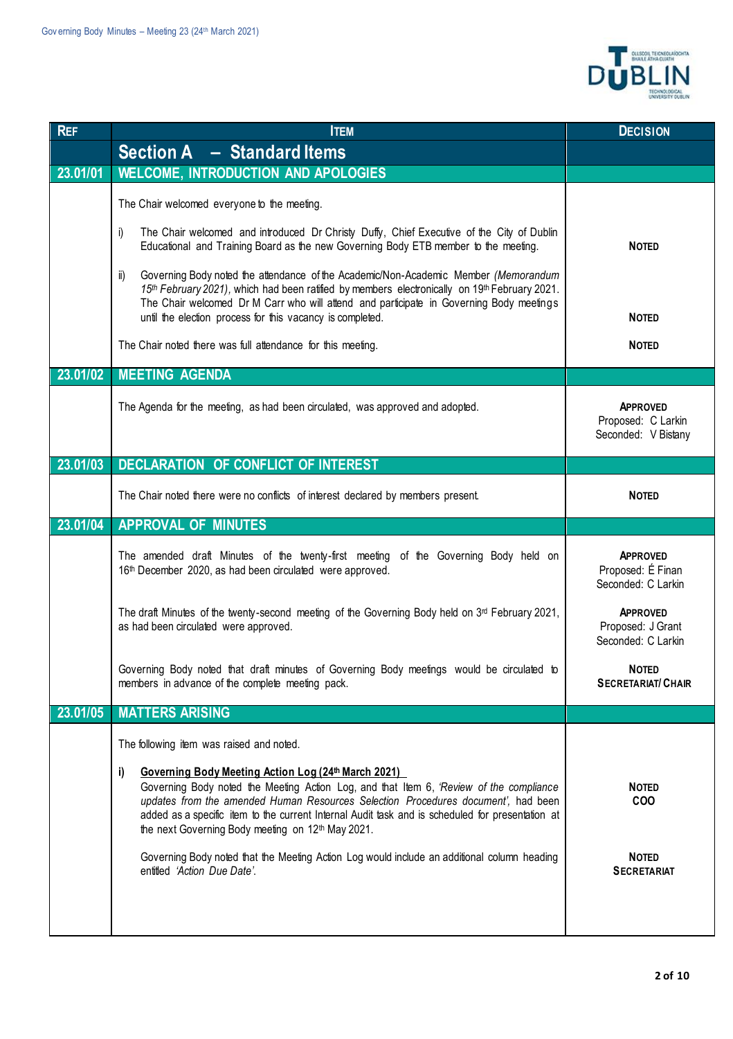| REF | ITEM | DECISION |
|---|---|---|
| | **Section A – Standard Items** | |
| **23.01/01** | **WELCOME, INTRODUCTION AND APOLOGIES** | |
| | The Chair welcomed everyone to the meeting. | |
| | i) The Chair welcomed and introduced Dr Christy Duffy, Chief Executive of the City of Dublin Educational and Training Board as the new Governing Body ETB member to the meeting. | **NOTED** |
| | ii) Governing Body noted the attendance of the Academic/Non-Academic Member *(Memorandum 15th February 2021)*, which had been ratified by members electronically on 19th February 2021. The Chair welcomed Dr M Carr who will attend and participate in Governing Body meetings until the election process for this vacancy is completed. | **NOTED** |
| | The Chair noted there was full attendance for this meeting. | **NOTED** |
| **23.01/02** | **MEETING AGENDA** | |
| | The Agenda for the meeting, as had been circulated, was approved and adopted. | **APPROVED** Proposed: C Larkin Seconded: V Bistany |
| **23.01/03** | **DECLARATION OF CONFLICT OF INTEREST** | |
| | The Chair noted there were no conflicts of interest declared by members present. | **NOTED** |
| **23.01/04** | **APPROVAL OF MINUTES** | |
| | The amended draft Minutes of the twenty-first meeting of the Governing Body held on 16th December 2020, as had been circulated were approved. | **APPROVED** Proposed: É Finan Seconded: C Larkin |
| | The draft Minutes of the twenty-second meeting of the Governing Body held on 3rd February 2021, as had been circulated were approved. | **APPROVED** Proposed: J Grant Seconded: C Larkin |
| | Governing Body noted that draft minutes of Governing Body meetings would be circulated to members in advance of the complete meeting pack. | **NOTED** **SECRETARIAT/ CHAIR** |
| **23.01/05** | **MATTERS ARISING** | |
| | The following item was raised and noted. | |
| | i) **Governing Body Meeting Action Log (24th March 2021)** Governing Body noted the Meeting Action Log, and that Item 6, *'Review of the compliance updates from the amended Human Resources Selection Procedures document'*, had been added as a specific item to the current Internal Audit task and is scheduled for presentation at the next Governing Body meeting on 12th May 2021. | **NOTED** **COO** |
| | Governing Body noted that the Meeting Action Log would include an additional column heading entitled *'Action Due Date'*. | **NOTED** **SECRETARIAT** |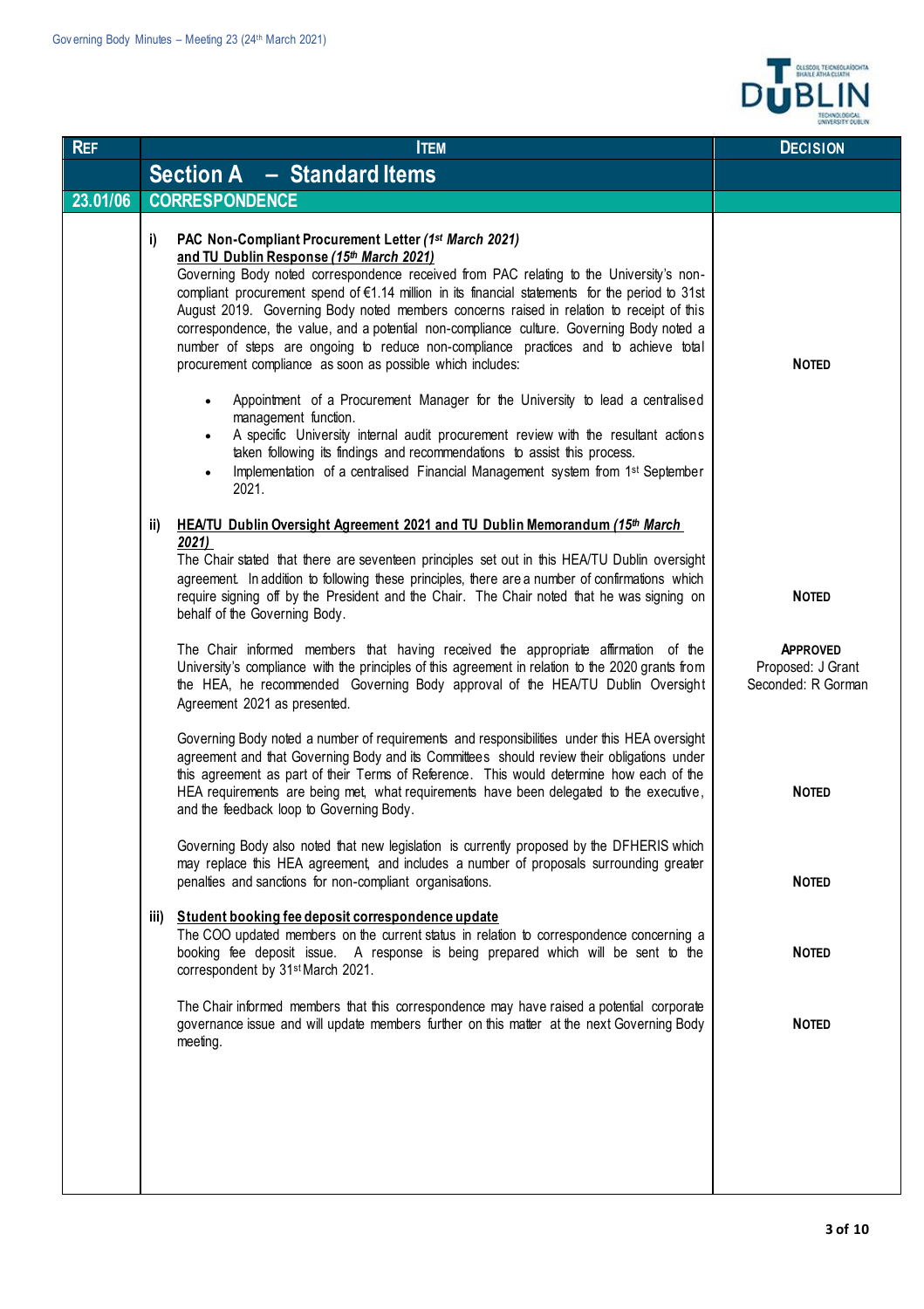| REF | ITEM | DECISION |
|---|---|---|
| | **Section A – Standard Items** | |
| **23.01/06** | **CORRESPONDENCE** | |
| | **i) PAC Non-Compliant Procurement Letter *(1st March 2021)* and TU Dublin Response *(15th March 2021)*** <br> Governing Body noted correspondence received from PAC relating to the University's non-compliant procurement spend of €1.14 million in its financial statements for the period to 31st August 2019. Governing Body noted members concerns raised in relation to receipt of this correspondence, the value, and a potential non-compliance culture. Governing Body noted a number of steps are ongoing to reduce non-compliance practices and to achieve total procurement compliance as soon as possible which includes: | **NOTED** |
| | • Appointment of a Procurement Manager for the University to lead a centralised management function. <br> • A specific University internal audit procurement review with the resultant actions taken following its findings and recommendations to assist this process. <br> • Implementation of a centralised Financial Management system from 1st September 2021. | |
| | **ii) HEA/TU Dublin Oversight Agreement 2021 and TU Dublin Memorandum *(15th March 2021)*** <br> The Chair stated that there are seventeen principles set out in this HEA/TU Dublin oversight agreement. In addition to following these principles, there are a number of confirmations which require signing off by the President and the Chair. The Chair noted that he was signing on behalf of the Governing Body. | **NOTED** |
| | The Chair informed members that having received the appropriate affirmation of the University's compliance with the principles of this agreement in relation to the 2020 grants from the HEA, he recommended Governing Body approval of the HEA/TU Dublin Oversight Agreement 2021 as presented. | **APPROVED** <br> Proposed: J Grant <br> Seconded: R Gorman |
| | Governing Body noted a number of requirements and responsibilities under this HEA oversight agreement and that Governing Body and its Committees should review their obligations under this agreement as part of their Terms of Reference. This would determine how each of the HEA requirements are being met, what requirements have been delegated to the executive, and the feedback loop to Governing Body. | **NOTED** |
| | Governing Body also noted that new legislation is currently proposed by the DFHERIS which may replace this HEA agreement, and includes a number of proposals surrounding greater penalties and sanctions for non-compliant organisations. | **NOTED** |
| | **iii) Student booking fee deposit correspondence update** <br> The COO updated members on the current status in relation to correspondence concerning a booking fee deposit issue. A response is being prepared which will be sent to the correspondent by 31st March 2021. | **NOTED** |
| | The Chair informed members that this correspondence may have raised a potential corporate governance issue and will update members further on this matter at the next Governing Body meeting. | **NOTED** |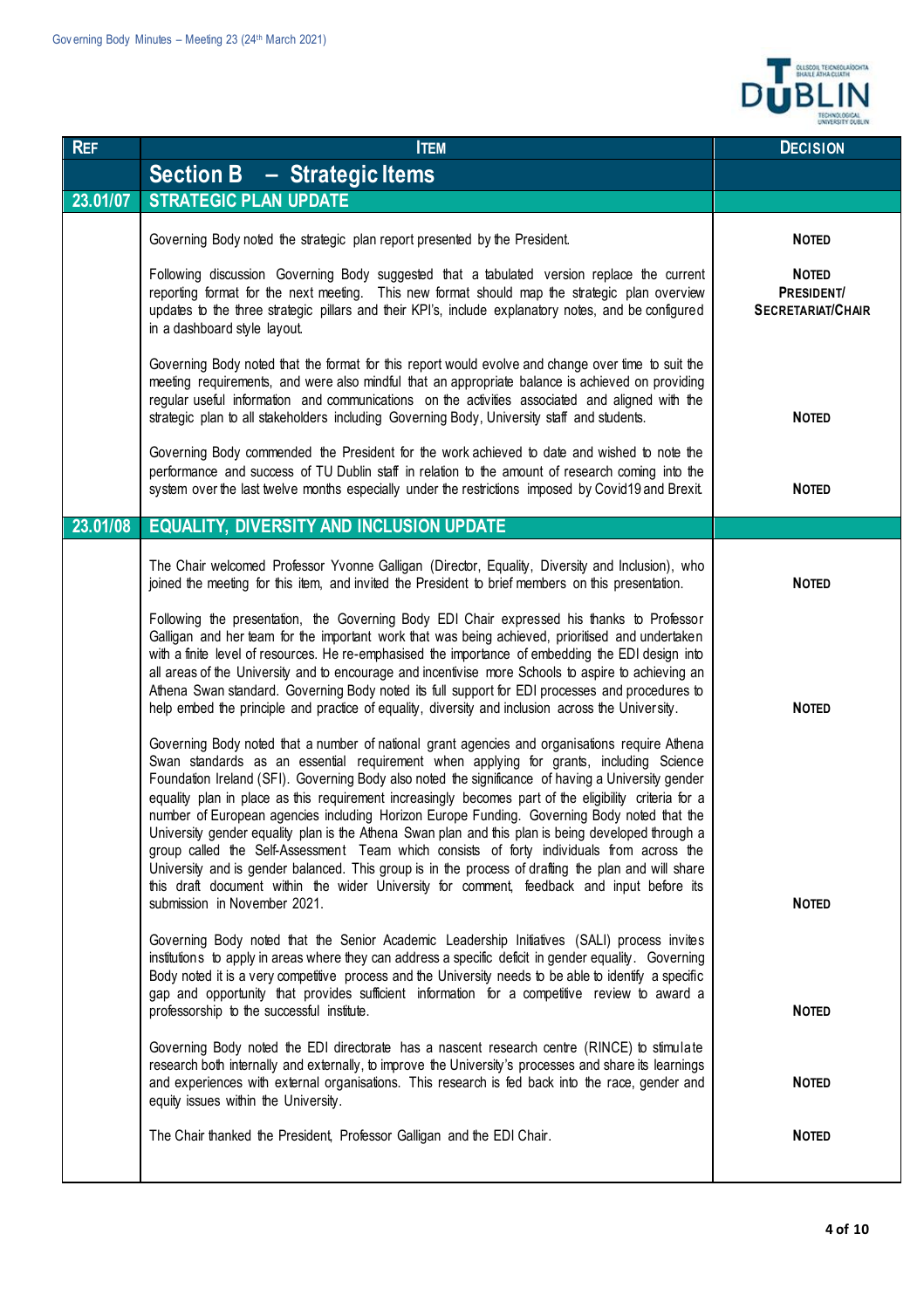| REF | ITEM | DECISION |
|---|---|---|
| | **Section B – Strategic Items** | |
| **23.01/07** | **STRATEGIC PLAN UPDATE** | |
| | Governing Body noted the strategic plan report presented by the President. | **NOTED** |
| | Following discussion Governing Body suggested that a tabulated version replace the current reporting format for the next meeting. This new format should map the strategic plan overview updates to the three strategic pillars and their KPI's, include explanatory notes, and be configured in a dashboard style layout. | **NOTED PRESIDENT/ SECRETARIAT/CHAIR** |
| | Governing Body noted that the format for this report would evolve and change over time to suit the meeting requirements, and were also mindful that an appropriate balance is achieved on providing regular useful information and communications on the activities associated and aligned with the strategic plan to all stakeholders including Governing Body, University staff and students. | **NOTED** |
| | Governing Body commended the President for the work achieved to date and wished to note the performance and success of TU Dublin staff in relation to the amount of research coming into the system over the last twelve months especially under the restrictions imposed by Covid19 and Brexit. | **NOTED** |
| **23.01/08** | **EQUALITY, DIVERSITY AND INCLUSION UPDATE** | |
| | The Chair welcomed Professor Yvonne Galligan (Director, Equality, Diversity and Inclusion), who joined the meeting for this item, and invited the President to brief members on this presentation. | **NOTED** |
| | Following the presentation, the Governing Body EDI Chair expressed his thanks to Professor Galligan and her team for the important work that was being achieved, prioritised and undertaken with a finite level of resources. He re-emphasised the importance of embedding the EDI design into all areas of the University and to encourage and incentivise more Schools to aspire to achieving an Athena Swan standard. Governing Body noted its full support for EDI processes and procedures to help embed the principle and practice of equality, diversity and inclusion across the University. | **NOTED** |
| | Governing Body noted that a number of national grant agencies and organisations require Athena Swan standards as an essential requirement when applying for grants, including Science Foundation Ireland (SFI). Governing Body also noted the significance of having a University gender equality plan in place as this requirement increasingly becomes part of the eligibility criteria for a number of European agencies including Horizon Europe Funding. Governing Body noted that the University gender equality plan is the Athena Swan plan and this plan is being developed through a group called the Self-Assessment Team which consists of forty individuals from across the University and is gender balanced. This group is in the process of drafting the plan and will share this draft document within the wider University for comment, feedback and input before its submission in November 2021. | **NOTED** |
| | Governing Body noted that the Senior Academic Leadership Initiatives (SALI) process invites institutions to apply in areas where they can address a specific deficit in gender equality. Governing Body noted it is a very competitive process and the University needs to be able to identify a specific gap and opportunity that provides sufficient information for a competitive review to award a professorship to the successful institute. | **NOTED** |
| | Governing Body noted the EDI directorate has a nascent research centre (RINCE) to stimulate research both internally and externally, to improve the University's processes and share its learnings and experiences with external organisations. This research is fed back into the race, gender and equity issues within the University. | **NOTED** |
| | The Chair thanked the President, Professor Galligan and the EDI Chair. | **NOTED** |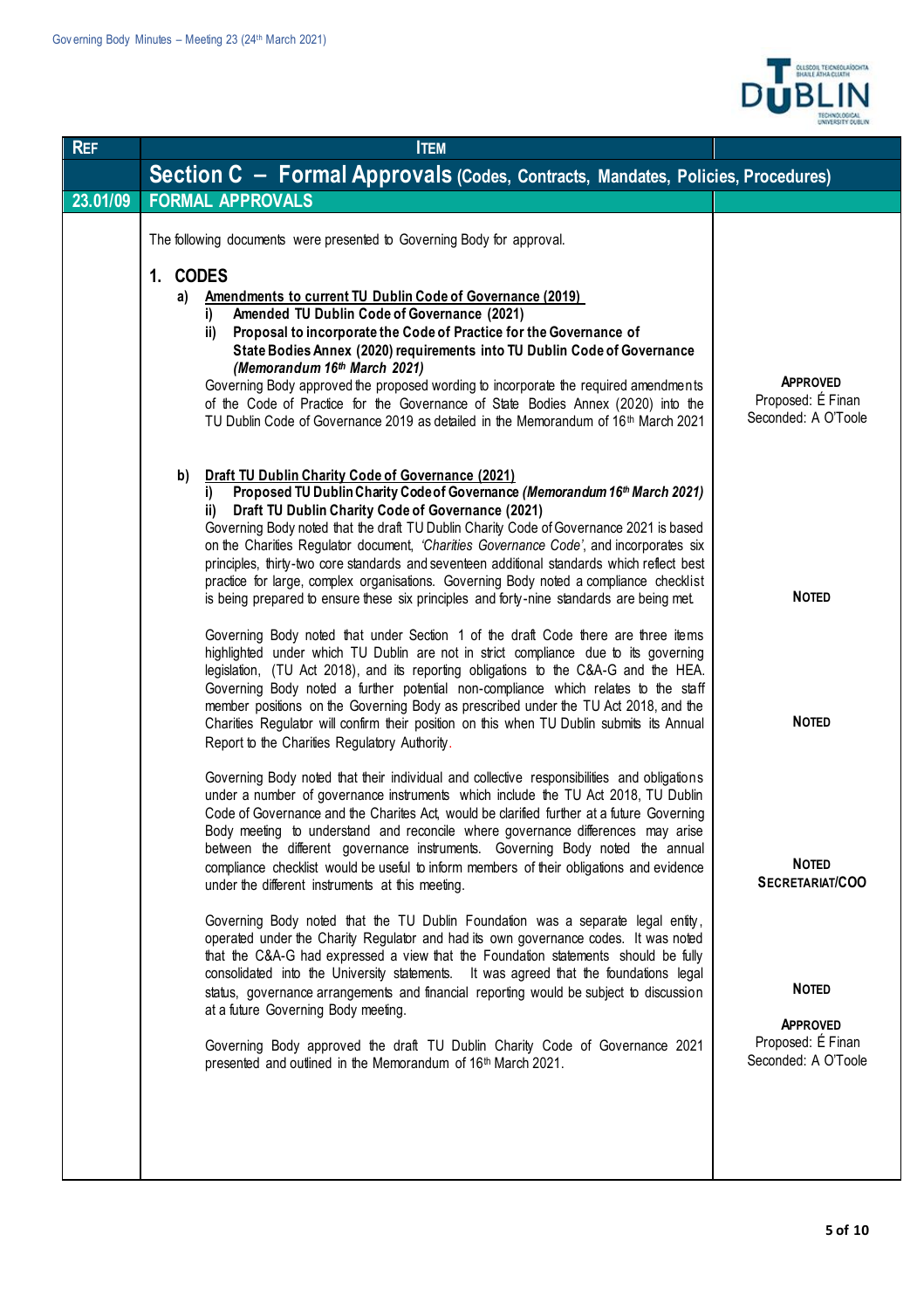| REF | ITEM | |
|---|---|---|
| | **Section C – Formal Approvals (Codes, Contracts, Mandates, Policies, Procedures)** | |
| **23.01/09** | **FORMAL APPROVALS** | |
| | The following documents were presented to Governing Body for approval. | |
| | **1. CODES** | |
| | **a) Amendments to current TU Dublin Code of Governance (2019)**<br>**i) Amended TU Dublin Code of Governance (2021)**<br>**ii) Proposal to incorporate the Code of Practice for the Governance of State Bodies Annex (2020) requirements into TU Dublin Code of Governance *(Memorandum 16th March 2021)***<br>Governing Body approved the proposed wording to incorporate the required amendments of the Code of Practice for the Governance of State Bodies Annex (2020) into the TU Dublin Code of Governance 2019 as detailed in the Memorandum of 16th March 2021 | **APPROVED**<br>Proposed: É Finan<br>Seconded: A O'Toole |
| | **b) Draft TU Dublin Charity Code of Governance (2021)**<br>**i) Proposed TU Dublin Charity Code of Governance *(Memorandum 16th March 2021)***<br>**ii) Draft TU Dublin Charity Code of Governance (2021)**<br>Governing Body noted that the draft TU Dublin Charity Code of Governance 2021 is based on the Charities Regulator document, *'Charities Governance Code'*, and incorporates six principles, thirty-two core standards and seventeen additional standards which reflect best practice for large, complex organisations. Governing Body noted a compliance checklist is being prepared to ensure these six principles and forty-nine standards are being met. | **NOTED** |
| | Governing Body noted that under Section 1 of the draft Code there are three items highlighted under which TU Dublin are not in strict compliance due to its governing legislation, (TU Act 2018), and its reporting obligations to the C&A-G and the HEA. Governing Body noted a further potential non-compliance which relates to the staff member positions on the Governing Body as prescribed under the TU Act 2018, and the Charities Regulator will confirm their position on this when TU Dublin submits its Annual Report to the Charities Regulatory Authority. | **NOTED** |
| | Governing Body noted that their individual and collective responsibilities and obligations under a number of governance instruments which include the TU Act 2018, TU Dublin Code of Governance and the Charites Act, would be clarified further at a future Governing Body meeting to understand and reconcile where governance differences may arise between the different governance instruments. Governing Body noted the annual compliance checklist would be useful to inform members of their obligations and evidence under the different instruments at this meeting. | **NOTED**<br>**SECRETARIAT/COO** |
| | Governing Body noted that the TU Dublin Foundation was a separate legal entity, operated under the Charity Regulator and had its own governance codes. It was noted that the C&A-G had expressed a view that the Foundation statements should be fully consolidated into the University statements. It was agreed that the foundations legal status, governance arrangements and financial reporting would be subject to discussion at a future Governing Body meeting. | **NOTED** |
| | Governing Body approved the draft TU Dublin Charity Code of Governance 2021 presented and outlined in the Memorandum of 16th March 2021. | **APPROVED**<br>Proposed: É Finan<br>Seconded: A O'Toole |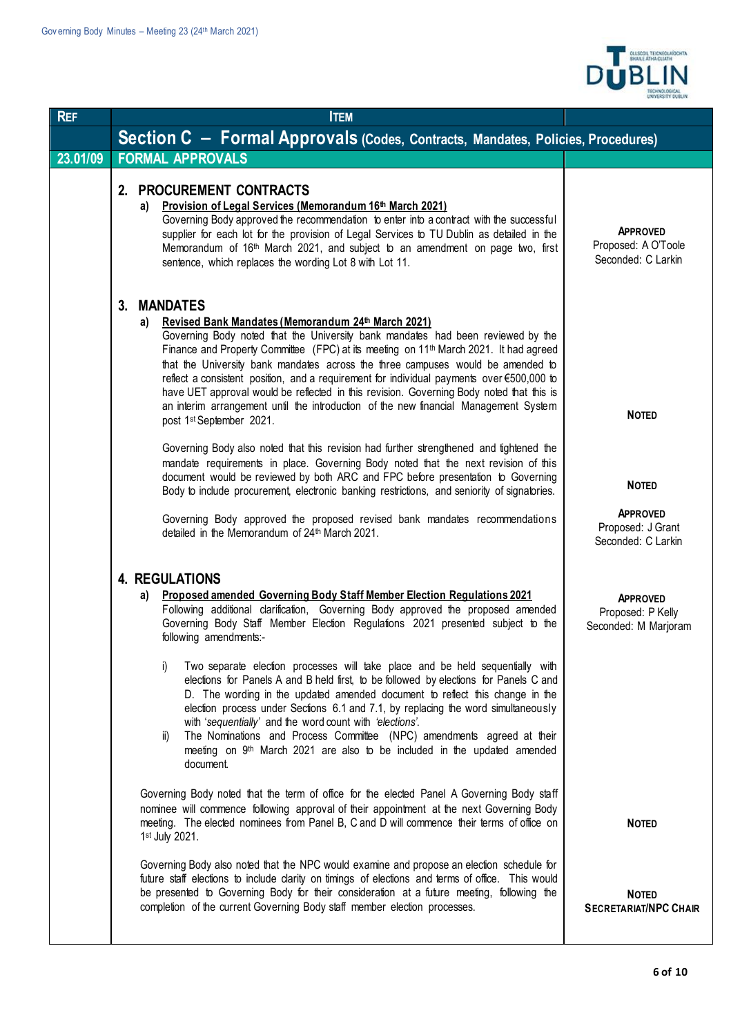| REF | ITEM | |
|---|---|---|
| | **Section C – Formal Approvals (Codes, Contracts, Mandates, Policies, Procedures)** | |
| **23.01/09** | **FORMAL APPROVALS** | |
| | **2. PROCUREMENT CONTRACTS**<br>**a) Provision of Legal Services (Memorandum 16th March 2021)**<br>Governing Body approved the recommendation to enter into a contract with the successful supplier for each lot for the provision of Legal Services to TU Dublin as detailed in the Memorandum of 16th March 2021, and subject to an amendment on page two, first sentence, which replaces the wording Lot 8 with Lot 11. | **APPROVED**<br>Proposed: A O'Toole<br>Seconded: C Larkin |
| | **3. MANDATES**<br>**a) Revised Bank Mandates (Memorandum 24th March 2021)**<br>Governing Body noted that the University bank mandates had been reviewed by the Finance and Property Committee (FPC) at its meeting on 11th March 2021. It had agreed that the University bank mandates across the three campuses would be amended to reflect a consistent position, and a requirement for individual payments over €500,000 to have UET approval would be reflected in this revision. Governing Body noted that this is an interim arrangement until the introduction of the new financial Management System post 1st September 2021. | **NOTED** |
| | Governing Body also noted that this revision had further strengthened and tightened the mandate requirements in place. Governing Body noted that the next revision of this document would be reviewed by both ARC and FPC before presentation to Governing Body to include procurement, electronic banking restrictions, and seniority of signatories. | **NOTED** |
| | Governing Body approved the proposed revised bank mandates recommendations detailed in the Memorandum of 24th March 2021. | **APPROVED**<br>Proposed: J Grant<br>Seconded: C Larkin |
| | **4. REGULATIONS**<br>**a) Proposed amended Governing Body Staff Member Election Regulations 2021**<br>Following additional clarification, Governing Body approved the proposed amended Governing Body Staff Member Election Regulations 2021 presented subject to the following amendments:-<br>i) Two separate election processes will take place and be held sequentially with elections for Panels A and B held first, to be followed by elections for Panels C and D. The wording in the updated amended document to reflect this change in the election process under Sections 6.1 and 7.1, by replacing the word simultaneously with *'sequentially'* and the word count with *'elections'*.<br>ii) The Nominations and Process Committee (NPC) amendments agreed at their meeting on 9th March 2021 are also to be included in the updated amended document. | **APPROVED**<br>Proposed: P Kelly<br>Seconded: M Marjoram |
| | Governing Body noted that the term of office for the elected Panel A Governing Body staff nominee will commence following approval of their appointment at the next Governing Body meeting. The elected nominees from Panel B, C and D will commence their terms of office on 1st July 2021. | **NOTED** |
| | Governing Body also noted that the NPC would examine and propose an election schedule for future staff elections to include clarity on timings of elections and terms of office. This would be presented to Governing Body for their consideration at a future meeting, following the completion of the current Governing Body staff member election processes. | **NOTED**<br>**SECRETARIAT/NPC CHAIR** |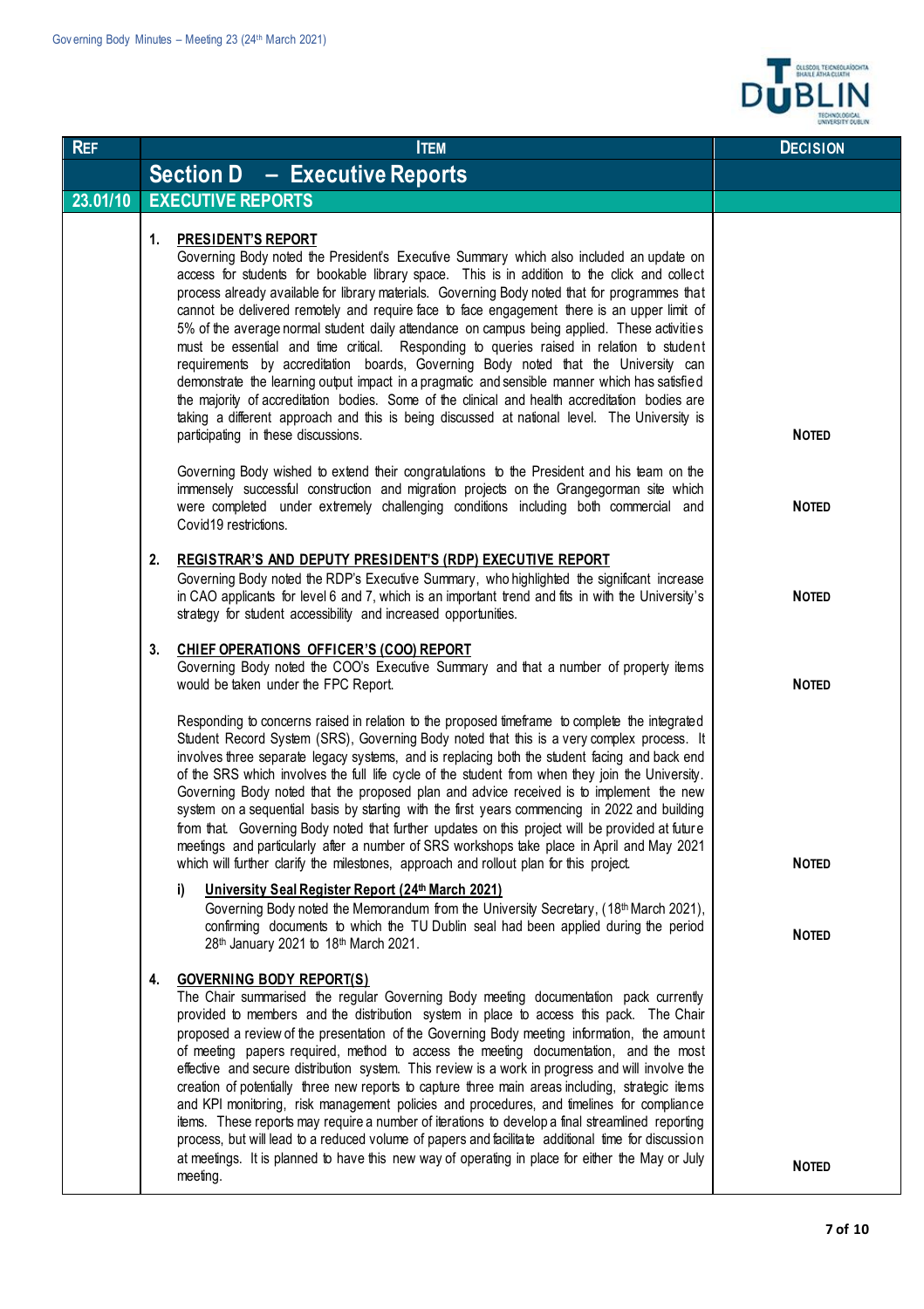| REF | ITEM | DECISION |
|---|---|---|
| | **Section D – Executive Reports** | |
| 23.01/10 | **EXECUTIVE REPORTS** | |
| | **1. PRESIDENT'S REPORT**<br>Governing Body noted the President's Executive Summary which also included an update on access for students for bookable library space. This is in addition to the click and collect process already available for library materials. Governing Body noted that for programmes that cannot be delivered remotely and require face to face engagement there is an upper limit of 5% of the average normal student daily attendance on campus being applied. These activities must be essential and time critical. Responding to queries raised in relation to student requirements by accreditation boards, Governing Body noted that the University can demonstrate the learning output impact in a pragmatic and sensible manner which has satisfied the majority of accreditation bodies. Some of the clinical and health accreditation bodies are taking a different approach and this is being discussed at national level. The University is participating in these discussions. | **NOTED** |
| | Governing Body wished to extend their congratulations to the President and his team on the immensely successful construction and migration projects on the Grangegorman site which were completed under extremely challenging conditions including both commercial and Covid19 restrictions. | **NOTED** |
| | **2. REGISTRAR'S AND DEPUTY PRESIDENT'S (RDP) EXECUTIVE REPORT**<br>Governing Body noted the RDP's Executive Summary, who highlighted the significant increase in CAO applicants for level 6 and 7, which is an important trend and fits in with the University's strategy for student accessibility and increased opportunities. | **NOTED** |
| | **3. CHIEF OPERATIONS OFFICER'S (COO) REPORT**<br>Governing Body noted the COO's Executive Summary and that a number of property items would be taken under the FPC Report. | **NOTED** |
| | Responding to concerns raised in relation to the proposed timeframe to complete the integrated Student Record System (SRS), Governing Body noted that this is a very complex process. It involves three separate legacy systems, and is replacing both the student facing and back end of the SRS which involves the full life cycle of the student from when they join the University. Governing Body noted that the proposed plan and advice received is to implement the new system on a sequential basis by starting with the first years commencing in 2022 and building from that. Governing Body noted that further updates on this project will be provided at future meetings and particularly after a number of SRS workshops take place in April and May 2021 which will further clarify the milestones, approach and rollout plan for this project. | **NOTED** |
| | **i) University Seal Register Report (24th March 2021)**<br>Governing Body noted the Memorandum from the University Secretary, (18th March 2021), confirming documents to which the TU Dublin seal had been applied during the period 28th January 2021 to 18th March 2021. | **NOTED** |
| | **4. GOVERNING BODY REPORT(S)**<br>The Chair summarised the regular Governing Body meeting documentation pack currently provided to members and the distribution system in place to access this pack. The Chair proposed a review of the presentation of the Governing Body meeting information, the amount of meeting papers required, method to access the meeting documentation, and the most effective and secure distribution system. This review is a work in progress and will involve the creation of potentially three new reports to capture three main areas including, strategic items and KPI monitoring, risk management policies and procedures, and timelines for compliance items. These reports may require a number of iterations to develop a final streamlined reporting process, but will lead to a reduced volume of papers and facilitate additional time for discussion at meetings. It is planned to have this new way of operating in place for either the May or July meeting. | **NOTED** |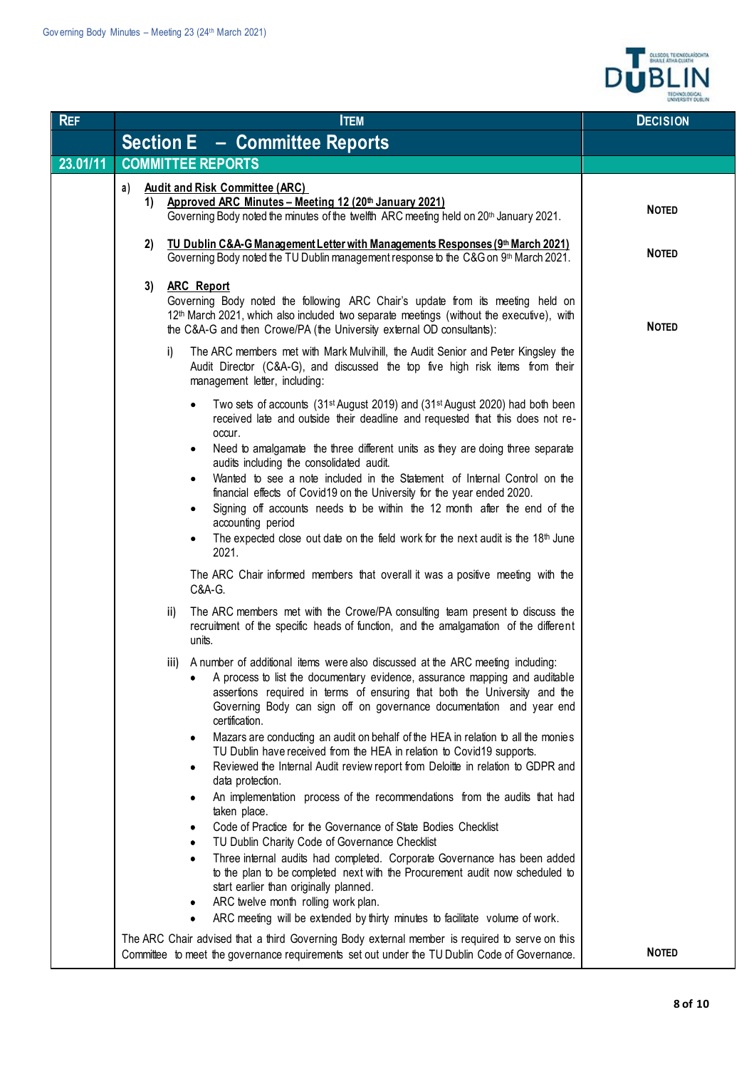| REF | ITEM | DECISION |
|---|---|---|
| | **Section E – Committee Reports** | |
| **23.01/11** | **COMMITTEE REPORTS** | |
| | **a) <u>Audit and Risk Committee (ARC)</u>** | |
| | **1) <u>Approved ARC Minutes – Meeting 12 (20th January 2021)</u>**<br>Governing Body noted the minutes of the twelfth ARC meeting held on 20th January 2021. | **NOTED** |
| | **2) <u>TU Dublin C&A-G Management Letter with Managements Responses (9th March 2021)</u>**<br>Governing Body noted the TU Dublin management response to the C&G on 9th March 2021. | **NOTED** |
| | **3) <u>ARC Report</u>**<br>Governing Body noted the following ARC Chair's update from its meeting held on 12th March 2021, which also included two separate meetings (without the executive), with the C&A-G and then Crowe/PA (the University external OD consultants):<br><br>i) The ARC members met with Mark Mulvihill, the Audit Senior and Peter Kingsley the Audit Director (C&A-G), and discussed the top five high risk items from their management letter, including:<br>• Two sets of accounts (31st August 2019) and (31st August 2020) had both been received late and outside their deadline and requested that this does not re-occur.<br>• Need to amalgamate the three different units as they are doing three separate audits including the consolidated audit.<br>• Wanted to see a note included in the Statement of Internal Control on the financial effects of Covid19 on the University for the year ended 2020.<br>• Signing off accounts needs to be within the 12 month after the end of the accounting period<br>• The expected close out date on the field work for the next audit is the 18th June 2021.<br><br>The ARC Chair informed members that overall it was a positive meeting with the C&A-G.<br><br>ii) The ARC members met with the Crowe/PA consulting team present to discuss the recruitment of the specific heads of function, and the amalgamation of the different units.<br><br>iii) A number of additional items were also discussed at the ARC meeting including:<br>• A process to list the documentary evidence, assurance mapping and auditable assertions required in terms of ensuring that both the University and the Governing Body can sign off on governance documentation and year end certification.<br>• Mazars are conducting an audit on behalf of the HEA in relation to all the monies TU Dublin have received from the HEA in relation to Covid19 supports.<br>• Reviewed the Internal Audit review report from Deloitte in relation to GDPR and data protection.<br>• An implementation process of the recommendations from the audits that had taken place.<br>• Code of Practice for the Governance of State Bodies Checklist<br>• TU Dublin Charity Code of Governance Checklist<br>• Three internal audits had completed. Corporate Governance has been added to the plan to be completed next with the Procurement audit now scheduled to start earlier than originally planned.<br>• ARC twelve month rolling work plan.<br>• ARC meeting will be extended by thirty minutes to facilitate volume of work. | **NOTED** |
| | The ARC Chair advised that a third Governing Body external member is required to serve on this Committee to meet the governance requirements set out under the TU Dublin Code of Governance. | **NOTED** |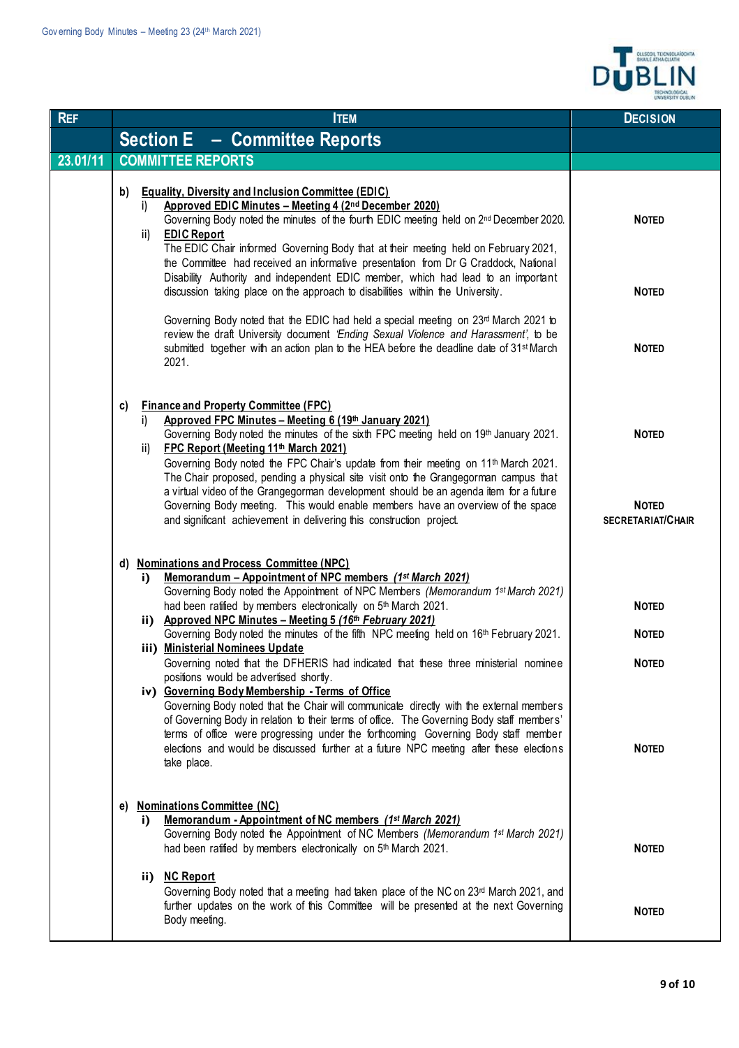| REF | ITEM | DECISION |
|---|---|---|
| | **Section E – Committee Reports** | |
| 23.01/11 | **COMMITTEE REPORTS** | |
| | **b) Equality, Diversity and Inclusion Committee (EDIC)** | |
| | i) **Approved EDIC Minutes – Meeting 4 (2nd December 2020)** Governing Body noted the minutes of the fourth EDIC meeting held on 2nd December 2020. | **NOTED** |
| | ii) **EDIC Report** The EDIC Chair informed Governing Body that at their meeting held on February 2021, the Committee had received an informative presentation from Dr G Craddock, National Disability Authority and independent EDIC member, which had lead to an important discussion taking place on the approach to disabilities within the University. | **NOTED** |
| | Governing Body noted that the EDIC had held a special meeting on 23rd March 2021 to review the draft University document *'Ending Sexual Violence and Harassment'*, to be submitted together with an action plan to the HEA before the deadline date of 31st March 2021. | **NOTED** |
| | **c) Finance and Property Committee (FPC)** | |
| | i) **Approved FPC Minutes – Meeting 6 (19th January 2021)** Governing Body noted the minutes of the sixth FPC meeting held on 19th January 2021. | **NOTED** |
| | ii) **FPC Report (Meeting 11th March 2021)** Governing Body noted the FPC Chair's update from their meeting on 11th March 2021. The Chair proposed, pending a physical site visit onto the Grangegorman campus that a virtual video of the Grangegorman development should be an agenda item for a future Governing Body meeting. This would enable members have an overview of the space and significant achievement in delivering this construction project. | **NOTED** **SECRETARIAT/CHAIR** |
| | **d) Nominations and Process Committee (NPC)** | |
| | i) **Memorandum – Appointment of NPC members *(1st March 2021)*** Governing Body noted the Appointment of NPC Members *(Memorandum 1st March 2021)* had been ratified by members electronically on 5th March 2021. | **NOTED** |
| | ii) **Approved NPC Minutes – Meeting 5 *(16th February 2021)*** Governing Body noted the minutes of the fifth NPC meeting held on 16th February 2021. | **NOTED** |
| | iii) **Ministerial Nominees Update** Governing noted that the DFHERIS had indicated that these three ministerial nominee positions would be advertised shortly. | **NOTED** |
| | iv) **Governing Body Membership - Terms of Office** Governing Body noted that the Chair will communicate directly with the external members of Governing Body in relation to their terms of office. The Governing Body staff members' terms of office were progressing under the forthcoming Governing Body staff member elections and would be discussed further at a future NPC meeting after these elections take place. | **NOTED** |
| | **e) Nominations Committee (NC)** | |
| | i) **Memorandum - Appointment of NC members *(1st March 2021)*** Governing Body noted the Appointment of NC Members *(Memorandum 1st March 2021)* had been ratified by members electronically on 5th March 2021. | **NOTED** |
| | ii) **NC Report** Governing Body noted that a meeting had taken place of the NC on 23rd March 2021, and further updates on the work of this Committee will be presented at the next Governing Body meeting. | **NOTED** |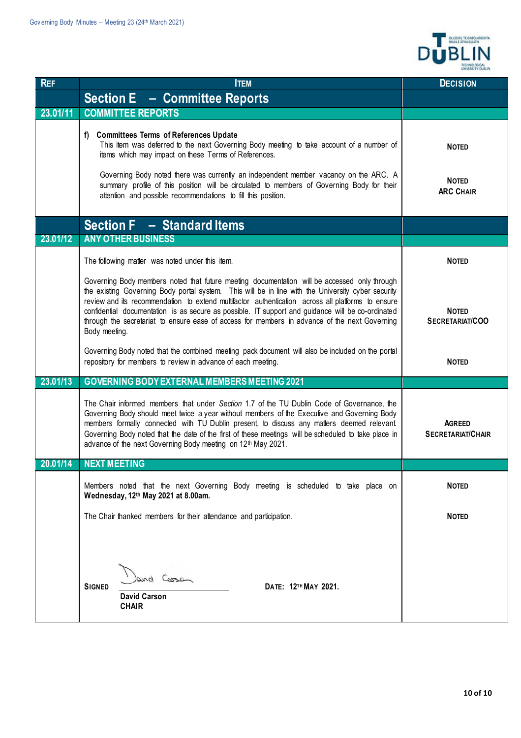| REF | ITEM | DECISION |
|---|---|---|
| | **Section E – Committee Reports** | |
| 23.01/11 | **COMMITTEE REPORTS** | |
| | **f) Committees Terms of References Update**<br>This item was deferred to the next Governing Body meeting to take account of a number of items which may impact on these Terms of References. | **NOTED** |
| | Governing Body noted there was currently an independent member vacancy on the ARC. A summary profile of this position will be circulated to members of Governing Body for their attention and possible recommendations to fill this position. | **NOTED**<br>**ARC CHAIR** |
| | **Section F – Standard Items** | |
| 23.01/12 | **ANY OTHER BUSINESS** | |
| | The following matter was noted under this item. | **NOTED** |
| | Governing Body members noted that future meeting documentation will be accessed only through the existing Governing Body portal system. This will be in line with the University cyber security review and its recommendation to extend multifactor authentication across all platforms to ensure confidential documentation is as secure as possible. IT support and guidance will be co-ordinated through the secretariat to ensure ease of access for members in advance of the next Governing Body meeting. | **NOTED**<br>**SECRETARIAT/COO** |
| | Governing Body noted that the combined meeting pack document will also be included on the portal repository for members to review in advance of each meeting. | **NOTED** |
| 23.01/13 | **GOVERNING BODY EXTERNAL MEMBERS MEETING 2021** | |
| | The Chair informed members that under *Section* 1.7 of the TU Dublin Code of Governance, the Governing Body should meet twice a year without members of the Executive and Governing Body members formally connected with TU Dublin present, to discuss any matters deemed relevant. Governing Body noted that the date of the first of these meetings will be scheduled to take place in advance of the next Governing Body meeting on 12th May 2021. | **AGREED**<br>**SECRETARIAT/CHAIR** |
| 20.01/14 | **NEXT MEETING** | |
| | Members noted that the next Governing Body meeting is scheduled to take place on **Wednesday, 12th May 2021 at 8.00am.** | **NOTED** |
| | The Chair thanked members for their attendance and participation. | **NOTED** |
| | **SIGNED** David Carson<br>**David Carson**<br>**CHAIR**<br><br>**DATE: 12TH MAY 2021.** | |